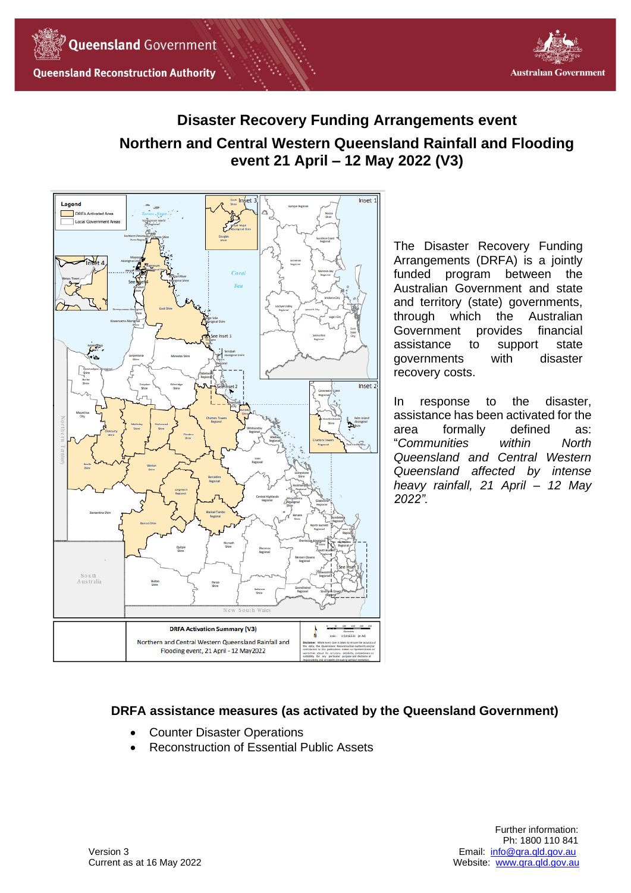Queensland Government

Queensland Reconstruction Authority

Australian Government

# Disaster Recovery Funding Arrangements event

## Northern and Central Western Queensland Rainfall and Flooding event 21 April – 12 May 2022 (V3)

The Disaster Recovery Funding Arrangements (DRFA) is a jointly funded program between the Australian Government and state and territory (state) governments, through which the Australian Government provides financial assistance to support state governments with disaster recovery costs.

In response to the disaster, assistance has been activated for the area formally defined as: "*Communities within North Queensland and Central Western Queensland affected by intense heavy rainfall, 21 April – 12 May 2022*".

### DRFA assistance measures (as activated by the Queensland Government)

- Counter Disaster Operations
- Reconstruction of Essential Public Assets

Version 3
Current as at 16 May 2022

Further information:
Ph: 1800 110 841
Email: info@qra.qld.gov.au
Website: www.qra.qld.gov.au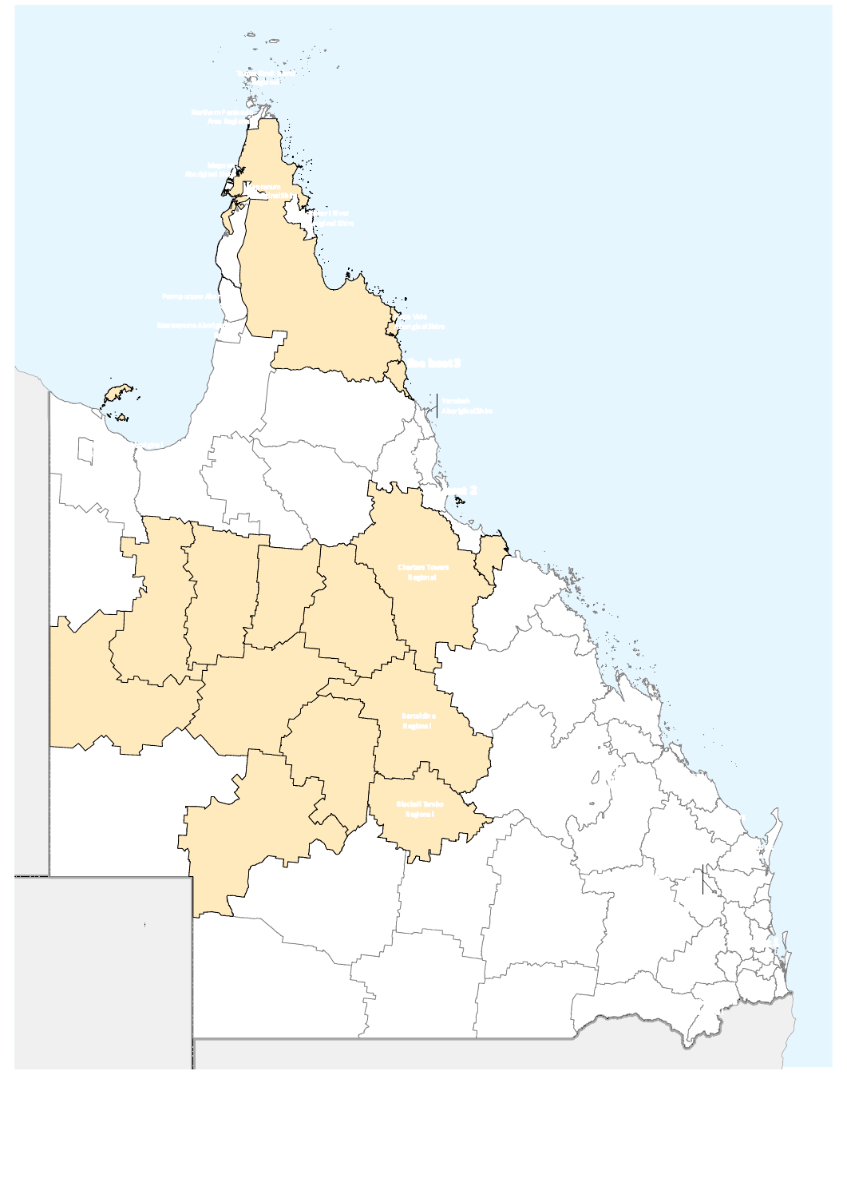Torres Strait Island Regional

Northern Peninsula Area Regional

Mapoon Aboriginal Shire

Napranum Aboriginal Shire

Lockhart River Aboriginal Shire

Pormpuraaw Aboriginal

Kowanyama Aboriginal

Hope Vale Aboriginal Shire

See Inset 3

Yarrabah Aboriginal Shire

Inset 2

Charters Towers Regional

Barcaldine Regional

Blackall Tambo Regional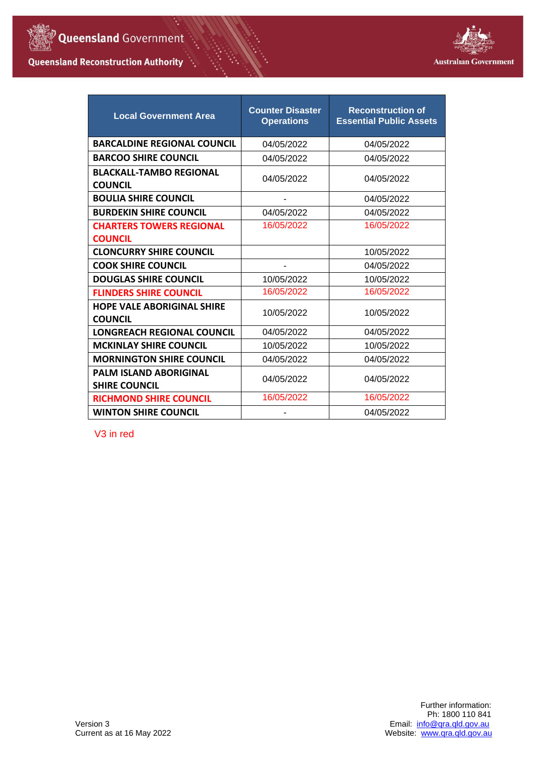| Local Government Area | Counter Disaster Operations | Reconstruction of Essential Public Assets |
|---|---|---|
| BARCALDINE REGIONAL COUNCIL | 04/05/2022 | 04/05/2022 |
| BARCOO SHIRE COUNCIL | 04/05/2022 | 04/05/2022 |
| BLACKALL-TAMBO REGIONAL COUNCIL | 04/05/2022 | 04/05/2022 |
| BOULIA SHIRE COUNCIL | - | 04/05/2022 |
| BURDEKIN SHIRE COUNCIL | 04/05/2022 | 04/05/2022 |
| CHARTERS TOWERS REGIONAL COUNCIL | 16/05/2022 | 16/05/2022 |
| CLONCURRY SHIRE COUNCIL | | 10/05/2022 |
| COOK SHIRE COUNCIL | - | 04/05/2022 |
| DOUGLAS SHIRE COUNCIL | 10/05/2022 | 10/05/2022 |
| FLINDERS SHIRE COUNCIL | 16/05/2022 | 16/05/2022 |
| HOPE VALE ABORIGINAL SHIRE COUNCIL | 10/05/2022 | 10/05/2022 |
| LONGREACH REGIONAL COUNCIL | 04/05/2022 | 04/05/2022 |
| MCKINLAY SHIRE COUNCIL | 10/05/2022 | 10/05/2022 |
| MORNINGTON SHIRE COUNCIL | 04/05/2022 | 04/05/2022 |
| PALM ISLAND ABORIGINAL SHIRE COUNCIL | 04/05/2022 | 04/05/2022 |
| RICHMOND SHIRE COUNCIL | 16/05/2022 | 16/05/2022 |
| WINTON SHIRE COUNCIL | - | 04/05/2022 |

V3 in red

Version 3
Current as at 16 May 2022

Further information:
Ph: 1800 110 841
Email: info@qra.qld.gov.au
Website: www.qra.qld.gov.au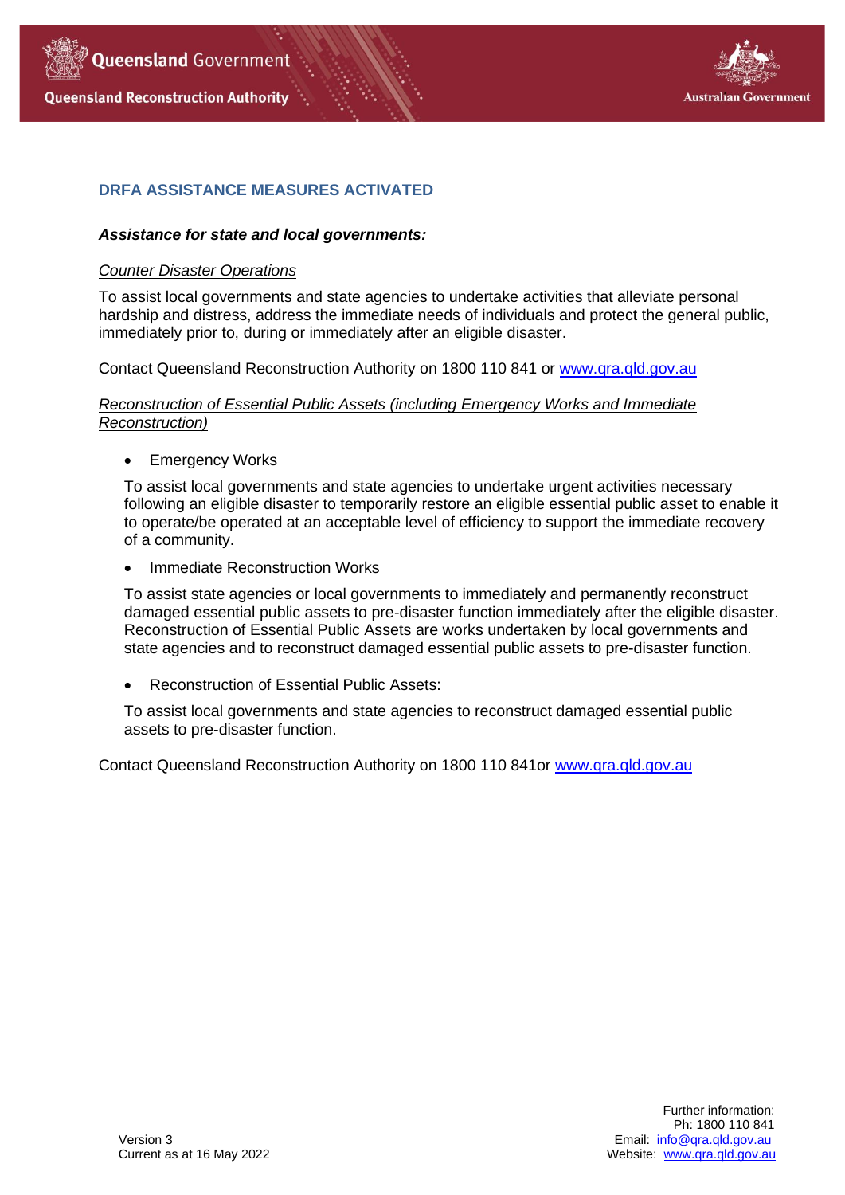## DRFA ASSISTANCE MEASURES ACTIVATED

***Assistance for state and local governments:***

*Counter Disaster Operations*

To assist local governments and state agencies to undertake activities that alleviate personal hardship and distress, address the immediate needs of individuals and protect the general public, immediately prior to, during or immediately after an eligible disaster.

Contact Queensland Reconstruction Authority on 1800 110 841 or www.qra.qld.gov.au

*Reconstruction of Essential Public Assets (including Emergency Works and Immediate Reconstruction)*

- Emergency Works

  To assist local governments and state agencies to undertake urgent activities necessary following an eligible disaster to temporarily restore an eligible essential public asset to enable it to operate/be operated at an acceptable level of efficiency to support the immediate recovery of a community.

- Immediate Reconstruction Works

  To assist state agencies or local governments to immediately and permanently reconstruct damaged essential public assets to pre-disaster function immediately after the eligible disaster. Reconstruction of Essential Public Assets are works undertaken by local governments and state agencies and to reconstruct damaged essential public assets to pre-disaster function.

- Reconstruction of Essential Public Assets:

  To assist local governments and state agencies to reconstruct damaged essential public assets to pre-disaster function.

Contact Queensland Reconstruction Authority on 1800 110 841or www.qra.qld.gov.au

Version 3
Current as at 16 May 2022

Further information:
Ph: 1800 110 841
Email: info@qra.qld.gov.au
Website: www.qra.qld.gov.au